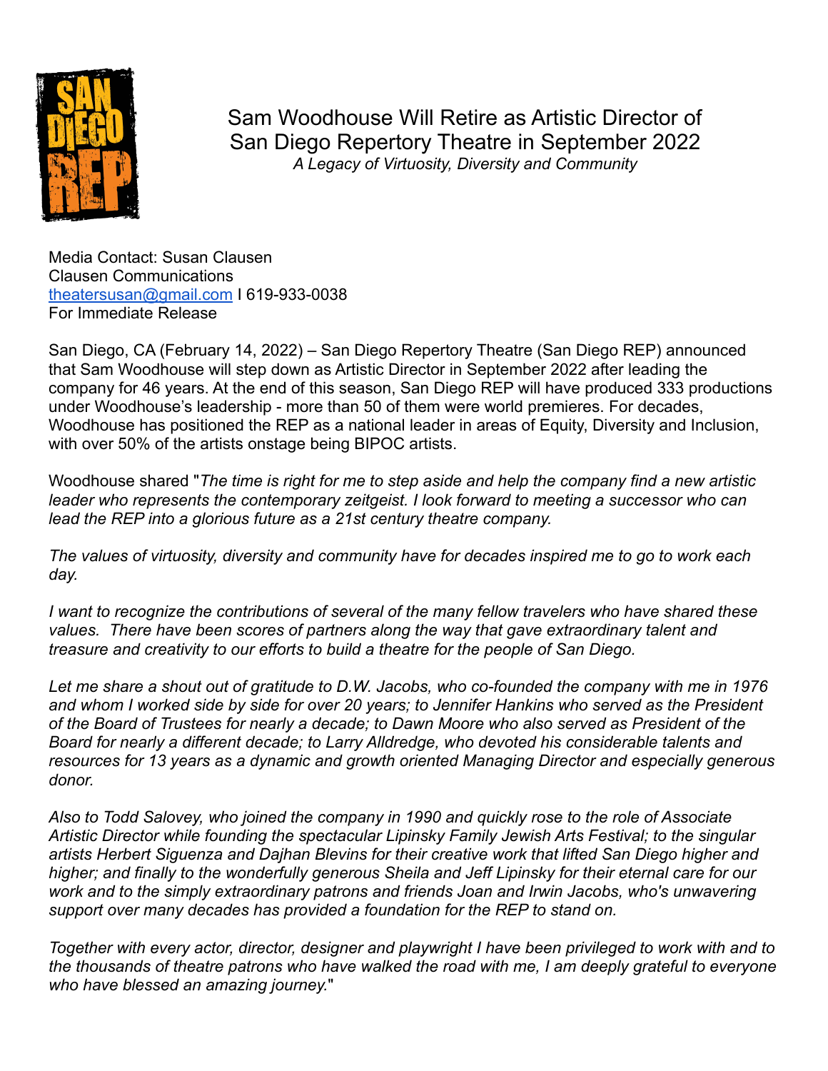# Sam Woodhouse Will Retire as Artistic Director of San Diego Repertory Theatre in September 2022

*A Legacy of Virtuosity, Diversity and Community*

Media Contact: Susan Clausen
Clausen Communications
theatersusan@gmail.com I 619-933-0038
For Immediate Release

San Diego, CA (February 14, 2022) – San Diego Repertory Theatre (San Diego REP) announced that Sam Woodhouse will step down as Artistic Director in September 2022 after leading the company for 46 years. At the end of this season, San Diego REP will have produced 333 productions under Woodhouse's leadership - more than 50 of them were world premieres. For decades, Woodhouse has positioned the REP as a national leader in areas of Equity, Diversity and Inclusion, with over 50% of the artists onstage being BIPOC artists.

Woodhouse shared "*The time is right for me to step aside and help the company find a new artistic leader who represents the contemporary zeitgeist. I look forward to meeting a successor who can lead the REP into a glorious future as a 21st century theatre company.*

*The values of virtuosity, diversity and community have for decades inspired me to go to work each day.*

*I want to recognize the contributions of several of the many fellow travelers who have shared these values. There have been scores of partners along the way that gave extraordinary talent and treasure and creativity to our efforts to build a theatre for the people of San Diego.*

*Let me share a shout out of gratitude to D.W. Jacobs, who co-founded the company with me in 1976 and whom I worked side by side for over 20 years; to Jennifer Hankins who served as the President of the Board of Trustees for nearly a decade; to Dawn Moore who also served as President of the Board for nearly a different decade; to Larry Alldredge, who devoted his considerable talents and resources for 13 years as a dynamic and growth oriented Managing Director and especially generous donor.*

*Also to Todd Salovey, who joined the company in 1990 and quickly rose to the role of Associate Artistic Director while founding the spectacular Lipinsky Family Jewish Arts Festival; to the singular artists Herbert Siguenza and Dajhan Blevins for their creative work that lifted San Diego higher and higher; and finally to the wonderfully generous Sheila and Jeff Lipinsky for their eternal care for our work and to the simply extraordinary patrons and friends Joan and Irwin Jacobs, who's unwavering support over many decades has provided a foundation for the REP to stand on.*

*Together with every actor, director, designer and playwright I have been privileged to work with and to the thousands of theatre patrons who have walked the road with me, I am deeply grateful to everyone who have blessed an amazing journey.*"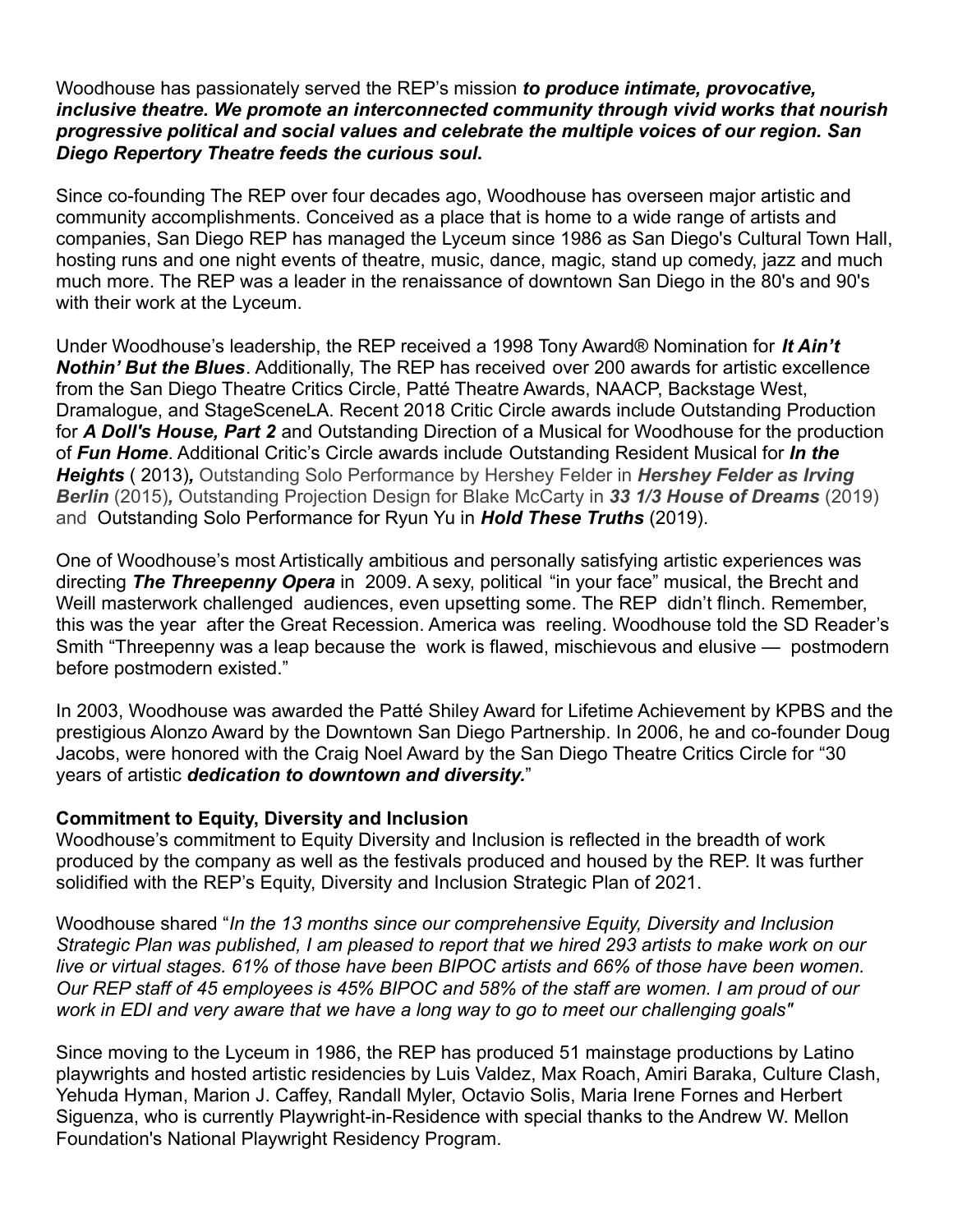Woodhouse has passionately served the REP's mission ***to produce intimate, provocative, inclusive theatre. We promote an interconnected community through vivid works that nourish progressive political and social values and celebrate the multiple voices of our region. San Diego Repertory Theatre feeds the curious soul*.**

Since co-founding The REP over four decades ago, Woodhouse has overseen major artistic and community accomplishments. Conceived as a place that is home to a wide range of artists and companies, San Diego REP has managed the Lyceum since 1986 as San Diego's Cultural Town Hall, hosting runs and one night events of theatre, music, dance, magic, stand up comedy, jazz and much much more. The REP was a leader in the renaissance of downtown San Diego in the 80's and 90's with their work at the Lyceum.

Under Woodhouse's leadership, the REP received a 1998 Tony Award® Nomination for ***It Ain't Nothin' But the Blues***. Additionally, The REP has received over 200 awards for artistic excellence from the San Diego Theatre Critics Circle, Patté Theatre Awards, NAACP, Backstage West, Dramalogue, and StageSceneLA. Recent 2018 Critic Circle awards include Outstanding Production for ***A Doll's House, Part 2*** and Outstanding Direction of a Musical for Woodhouse for the production of ***Fun Home***. Additional Critic's Circle awards include Outstanding Resident Musical for ***In the Heights*** ( 2013)*,* Outstanding Solo Performance by Hershey Felder in ***Hershey Felder as Irving Berlin*** (2015)*,* Outstanding Projection Design for Blake McCarty in ***33 1/3 House of Dreams*** (2019) and Outstanding Solo Performance for Ryun Yu in ***Hold These Truths*** (2019).

One of Woodhouse's most Artistically ambitious and personally satisfying artistic experiences was directing ***The Threepenny Opera*** in 2009. A sexy, political "in your face" musical, the Brecht and Weill masterwork challenged audiences, even upsetting some. The REP didn't flinch. Remember, this was the year after the Great Recession. America was reeling. Woodhouse told the SD Reader's Smith "Threepenny was a leap because the work is flawed, mischievous and elusive — postmodern before postmodern existed."

In 2003, Woodhouse was awarded the Patté Shiley Award for Lifetime Achievement by KPBS and the prestigious Alonzo Award by the Downtown San Diego Partnership. In 2006, he and co-founder Doug Jacobs, were honored with the Craig Noel Award by the San Diego Theatre Critics Circle for "30 years of artistic ***dedication to downtown and diversity.***"

**Commitment to Equity, Diversity and Inclusion**

Woodhouse's commitment to Equity Diversity and Inclusion is reflected in the breadth of work produced by the company as well as the festivals produced and housed by the REP. It was further solidified with the REP's Equity, Diversity and Inclusion Strategic Plan of 2021.

Woodhouse shared "*In the 13 months since our comprehensive Equity, Diversity and Inclusion Strategic Plan was published, I am pleased to report that we hired 293 artists to make work on our live or virtual stages. 61% of those have been BIPOC artists and 66% of those have been women. Our REP staff of 45 employees is 45% BIPOC and 58% of the staff are women. I am proud of our work in EDI and very aware that we have a long way to go to meet our challenging goals"*

Since moving to the Lyceum in 1986, the REP has produced 51 mainstage productions by Latino playwrights and hosted artistic residencies by Luis Valdez, Max Roach, Amiri Baraka, Culture Clash, Yehuda Hyman, Marion J. Caffey, Randall Myler, Octavio Solis, Maria Irene Fornes and Herbert Siguenza, who is currently Playwright-in-Residence with special thanks to the Andrew W. Mellon Foundation's National Playwright Residency Program.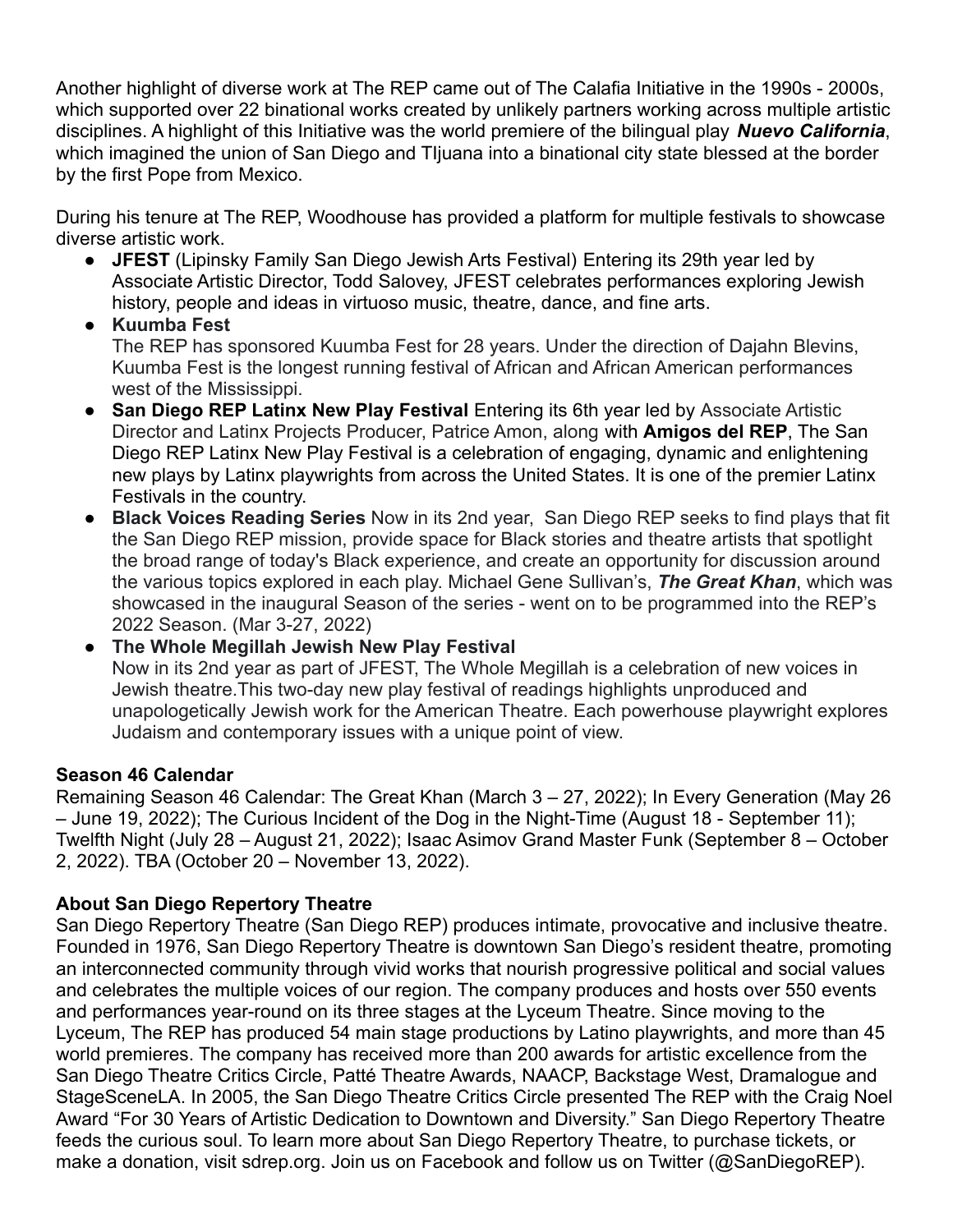Another highlight of diverse work at The REP came out of The Calafia Initiative in the 1990s - 2000s, which supported over 22 binational works created by unlikely partners working across multiple artistic disciplines. A highlight of this Initiative was the world premiere of the bilingual play ***Nuevo California***, which imagined the union of San Diego and TIjuana into a binational city state blessed at the border by the first Pope from Mexico.

During his tenure at The REP, Woodhouse has provided a platform for multiple festivals to showcase diverse artistic work.

- **JFEST** (Lipinsky Family San Diego Jewish Arts Festival) Entering its 29th year led by Associate Artistic Director, Todd Salovey, JFEST celebrates performances exploring Jewish history, people and ideas in virtuoso music, theatre, dance, and fine arts.
- **Kuumba Fest**
  The REP has sponsored Kuumba Fest for 28 years. Under the direction of Dajahn Blevins, Kuumba Fest is the longest running festival of African and African American performances west of the Mississippi.
- **San Diego REP Latinx New Play Festival** Entering its 6th year led by Associate Artistic Director and Latinx Projects Producer, Patrice Amon, along with **Amigos del REP**, The San Diego REP Latinx New Play Festival is a celebration of engaging, dynamic and enlightening new plays by Latinx playwrights from across the United States. It is one of the premier Latinx Festivals in the country.
- **Black Voices Reading Series** Now in its 2nd year, San Diego REP seeks to find plays that fit the San Diego REP mission, provide space for Black stories and theatre artists that spotlight the broad range of today's Black experience, and create an opportunity for discussion around the various topics explored in each play. Michael Gene Sullivan's, ***The Great Khan***, which was showcased in the inaugural Season of the series - went on to be programmed into the REP's 2022 Season. (Mar 3-27, 2022)
- **The Whole Megillah Jewish New Play Festival**
  Now in its 2nd year as part of JFEST, The Whole Megillah is a celebration of new voices in Jewish theatre.This two-day new play festival of readings highlights unproduced and unapologetically Jewish work for the American Theatre. Each powerhouse playwright explores Judaism and contemporary issues with a unique point of view.

**Season 46 Calendar**

Remaining Season 46 Calendar: The Great Khan (March 3 – 27, 2022); In Every Generation (May 26 – June 19, 2022); The Curious Incident of the Dog in the Night-Time (August 18 - September 11); Twelfth Night (July 28 – August 21, 2022); Isaac Asimov Grand Master Funk (September 8 – October 2, 2022). TBA (October 20 – November 13, 2022).

**About San Diego Repertory Theatre**

San Diego Repertory Theatre (San Diego REP) produces intimate, provocative and inclusive theatre. Founded in 1976, San Diego Repertory Theatre is downtown San Diego's resident theatre, promoting an interconnected community through vivid works that nourish progressive political and social values and celebrates the multiple voices of our region. The company produces and hosts over 550 events and performances year-round on its three stages at the Lyceum Theatre. Since moving to the Lyceum, The REP has produced 54 main stage productions by Latino playwrights, and more than 45 world premieres. The company has received more than 200 awards for artistic excellence from the San Diego Theatre Critics Circle, Patté Theatre Awards, NAACP, Backstage West, Dramalogue and StageSceneLA. In 2005, the San Diego Theatre Critics Circle presented The REP with the Craig Noel Award "For 30 Years of Artistic Dedication to Downtown and Diversity." San Diego Repertory Theatre feeds the curious soul. To learn more about San Diego Repertory Theatre, to purchase tickets, or make a donation, visit sdrep.org. Join us on Facebook and follow us on Twitter (@SanDiegoREP).